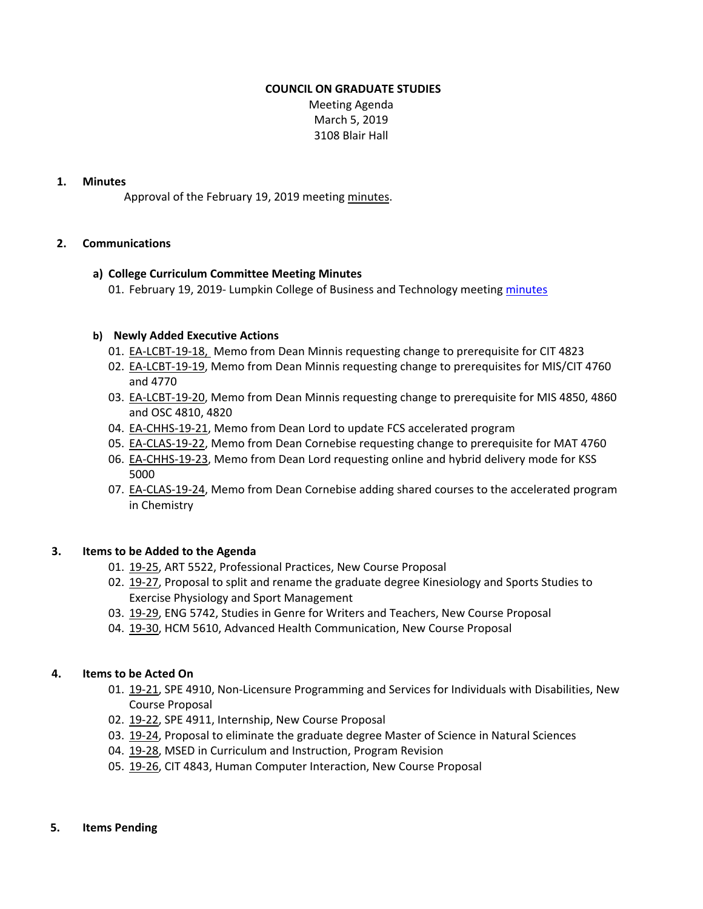**COUNCIL ON GRADUATE STUDIES**

Meeting Agenda
March 5, 2019
3108 Blair Hall

## 1. Minutes

Approval of the February 19, 2019 meeting minutes.

## 2. Communications

### a) College Curriculum Committee Meeting Minutes

01. February 19, 2019- Lumpkin College of Business and Technology meeting minutes

### b) Newly Added Executive Actions

01. EA-LCBT-19-18, Memo from Dean Minnis requesting change to prerequisite for CIT 4823
02. EA-LCBT-19-19, Memo from Dean Minnis requesting change to prerequisites for MIS/CIT 4760 and 4770
03. EA-LCBT-19-20, Memo from Dean Minnis requesting change to prerequisite for MIS 4850, 4860 and OSC 4810, 4820
04. EA-CHHS-19-21, Memo from Dean Lord to update FCS accelerated program
05. EA-CLAS-19-22, Memo from Dean Cornebise requesting change to prerequisite for MAT 4760
06. EA-CHHS-19-23, Memo from Dean Lord requesting online and hybrid delivery mode for KSS 5000
07. EA-CLAS-19-24, Memo from Dean Cornebise adding shared courses to the accelerated program in Chemistry

## 3. Items to be Added to the Agenda

01. 19-25, ART 5522, Professional Practices, New Course Proposal
02. 19-27, Proposal to split and rename the graduate degree Kinesiology and Sports Studies to Exercise Physiology and Sport Management
03. 19-29, ENG 5742, Studies in Genre for Writers and Teachers, New Course Proposal
04. 19-30, HCM 5610, Advanced Health Communication, New Course Proposal

## 4. Items to be Acted On

01. 19-21, SPE 4910, Non-Licensure Programming and Services for Individuals with Disabilities, New Course Proposal
02. 19-22, SPE 4911, Internship, New Course Proposal
03. 19-24, Proposal to eliminate the graduate degree Master of Science in Natural Sciences
04. 19-28, MSED in Curriculum and Instruction, Program Revision
05. 19-26, CIT 4843, Human Computer Interaction, New Course Proposal

## 5. Items Pending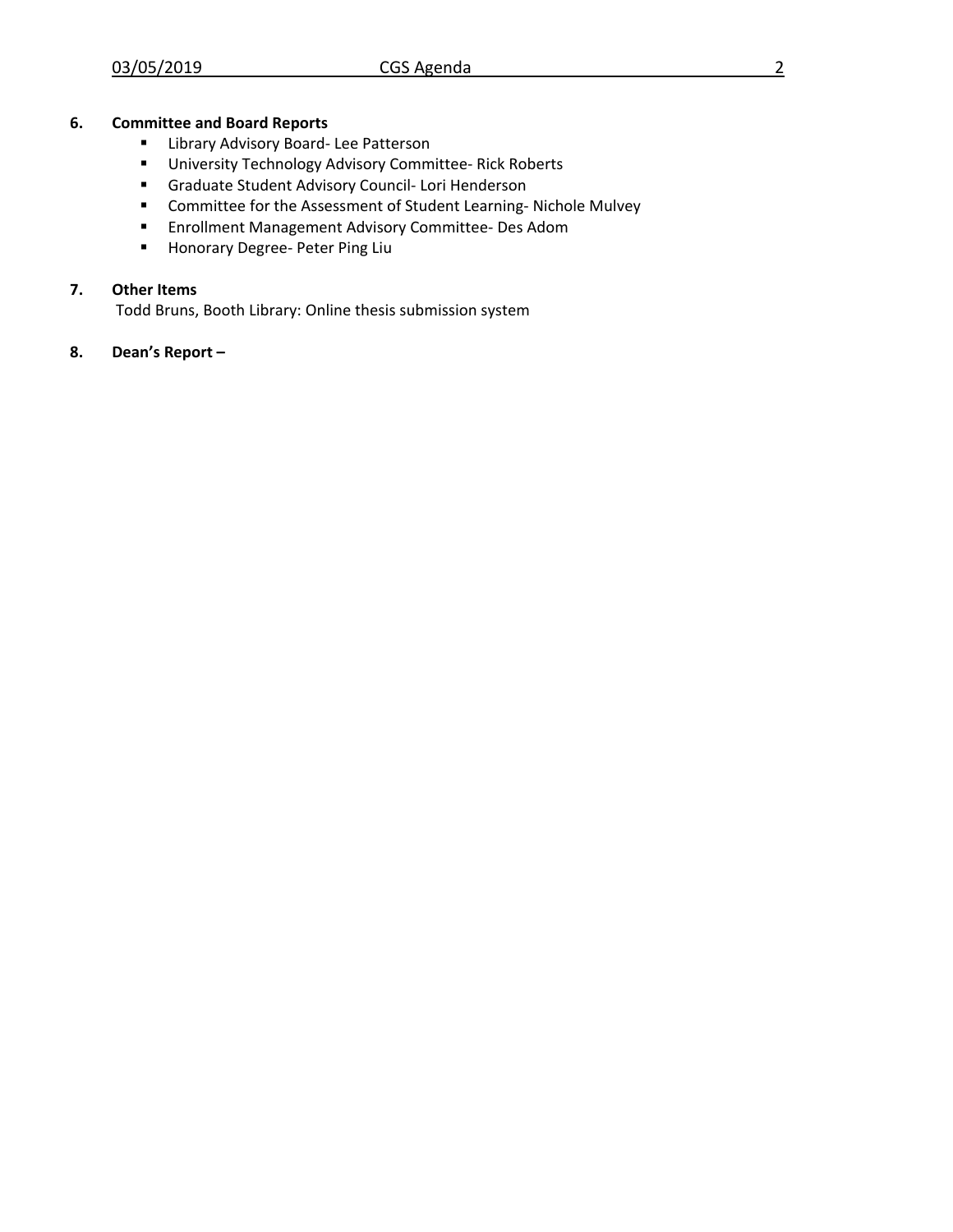**6. Committee and Board Reports**

- Library Advisory Board- Lee Patterson
- University Technology Advisory Committee- Rick Roberts
- Graduate Student Advisory Council- Lori Henderson
- Committee for the Assessment of Student Learning- Nichole Mulvey
- Enrollment Management Advisory Committee- Des Adom
- Honorary Degree- Peter Ping Liu

**7. Other Items**

Todd Bruns, Booth Library: Online thesis submission system

**8. Dean's Report –**